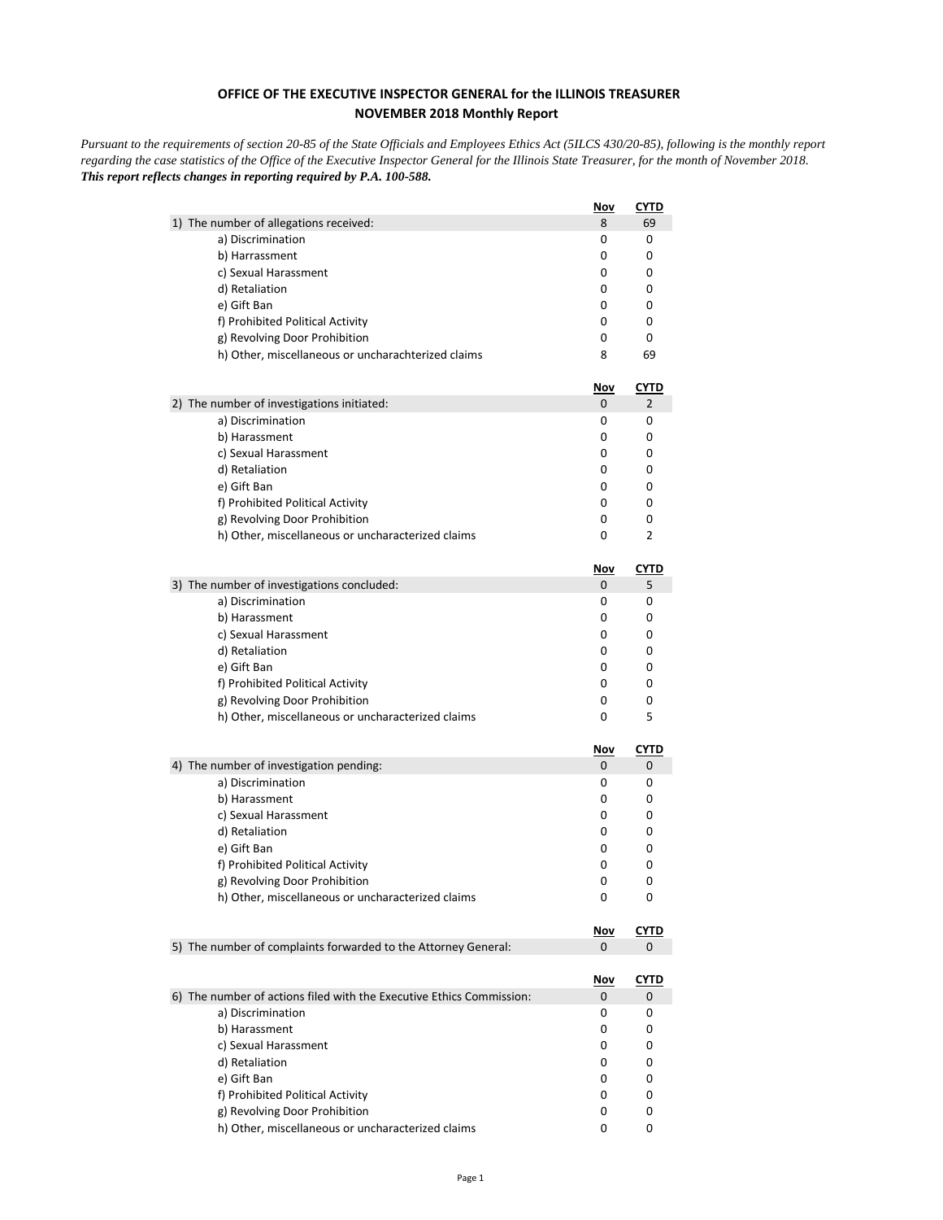**OFFICE OF THE EXECUTIVE INSPECTOR GENERAL for the ILLINOIS TREASURER**
**NOVEMBER 2018 Monthly Report**

*Pursuant to the requirements of section 20-85 of the State Officials and Employees Ethics Act (5ILCS 430/20-85), following is the monthly report regarding the case statistics of the Office of the Executive Inspector General for the Illinois State Treasurer, for the month of November 2018.*
***This report reflects changes in reporting required by P.A. 100-588.***

| | Nov | CYTD |
|---|---|---|
| 1) The number of allegations received: | 8 | 69 |
| a) Discrimination | 0 | 0 |
| b) Harrassment | 0 | 0 |
| c) Sexual Harassment | 0 | 0 |
| d) Retaliation | 0 | 0 |
| e) Gift Ban | 0 | 0 |
| f) Prohibited Political Activity | 0 | 0 |
| g) Revolving Door Prohibition | 0 | 0 |
| h) Other, miscellaneous or uncharachterized claims | 8 | 69 |

| | Nov | CYTD |
|---|---|---|
| 2) The number of investigations initiated: | 0 | 2 |
| a) Discrimination | 0 | 0 |
| b) Harassment | 0 | 0 |
| c) Sexual Harassment | 0 | 0 |
| d) Retaliation | 0 | 0 |
| e) Gift Ban | 0 | 0 |
| f) Prohibited Political Activity | 0 | 0 |
| g) Revolving Door Prohibition | 0 | 0 |
| h) Other, miscellaneous or uncharacterized claims | 0 | 2 |

| | Nov | CYTD |
|---|---|---|
| 3) The number of investigations concluded: | 0 | 5 |
| a) Discrimination | 0 | 0 |
| b) Harassment | 0 | 0 |
| c) Sexual Harassment | 0 | 0 |
| d) Retaliation | 0 | 0 |
| e) Gift Ban | 0 | 0 |
| f) Prohibited Political Activity | 0 | 0 |
| g) Revolving Door Prohibition | 0 | 0 |
| h) Other, miscellaneous or uncharacterized claims | 0 | 5 |

| | Nov | CYTD |
|---|---|---|
| 4) The number of investigation pending: | 0 | 0 |
| a) Discrimination | 0 | 0 |
| b) Harassment | 0 | 0 |
| c) Sexual Harassment | 0 | 0 |
| d) Retaliation | 0 | 0 |
| e) Gift Ban | 0 | 0 |
| f) Prohibited Political Activity | 0 | 0 |
| g) Revolving Door Prohibition | 0 | 0 |
| h) Other, miscellaneous or uncharacterized claims | 0 | 0 |

| | Nov | CYTD |
|---|---|---|
| 5) The number of complaints forwarded to the Attorney General: | 0 | 0 |

| | Nov | CYTD |
|---|---|---|
| 6) The number of actions filed with the Executive Ethics Commission: | 0 | 0 |
| a) Discrimination | 0 | 0 |
| b) Harassment | 0 | 0 |
| c) Sexual Harassment | 0 | 0 |
| d) Retaliation | 0 | 0 |
| e) Gift Ban | 0 | 0 |
| f) Prohibited Political Activity | 0 | 0 |
| g) Revolving Door Prohibition | 0 | 0 |
| h) Other, miscellaneous or uncharacterized claims | 0 | 0 |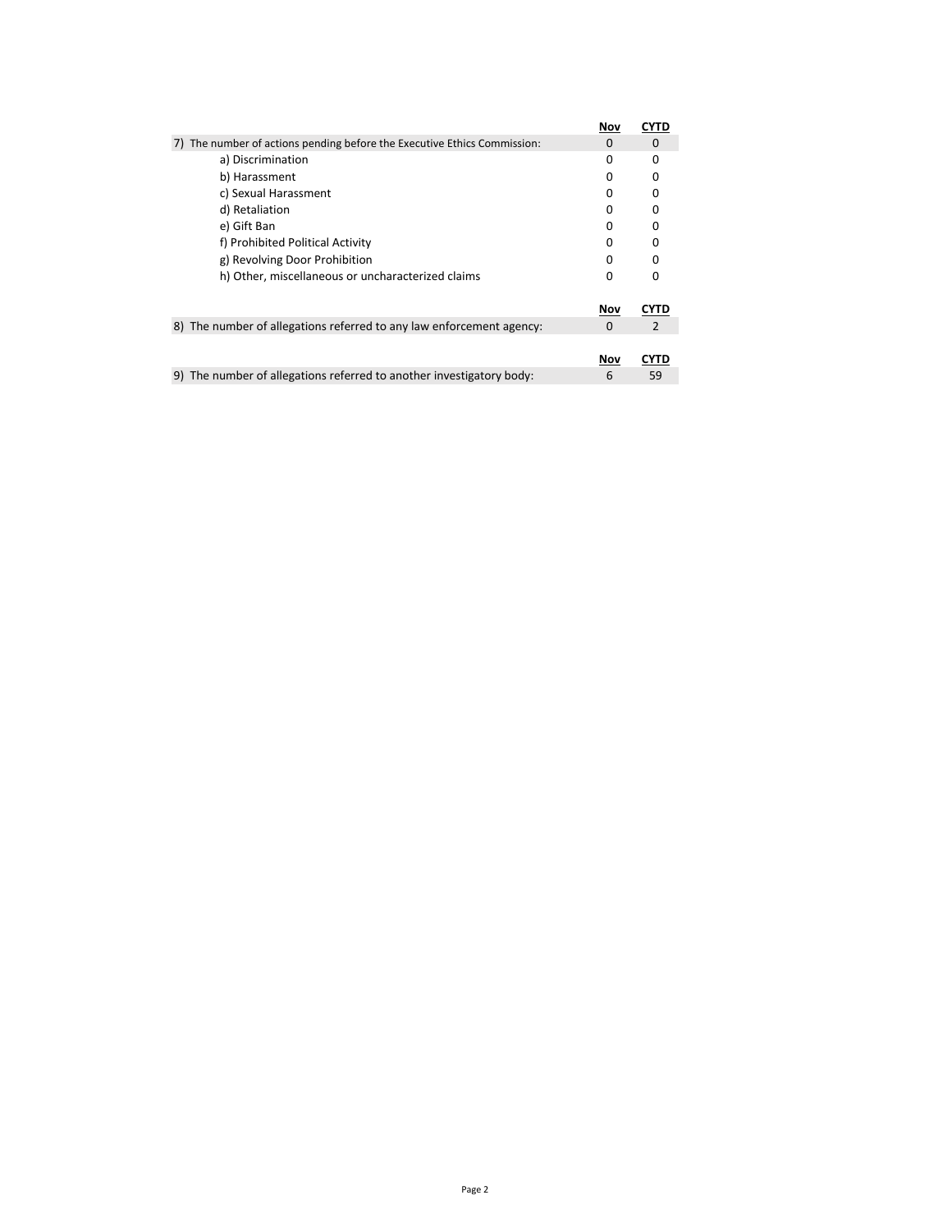| | Nov | CYTD |
|---|---|---|
| 7) The number of actions pending before the Executive Ethics Commission: | 0 | 0 |
| a) Discrimination | 0 | 0 |
| b) Harassment | 0 | 0 |
| c) Sexual Harassment | 0 | 0 |
| d) Retaliation | 0 | 0 |
| e) Gift Ban | 0 | 0 |
| f) Prohibited Political Activity | 0 | 0 |
| g) Revolving Door Prohibition | 0 | 0 |
| h) Other, miscellaneous or uncharacterized claims | 0 | 0 |

| | Nov | CYTD |
|---|---|---|
| 8) The number of allegations referred to any law enforcement agency: | 0 | 2 |

| | Nov | CYTD |
|---|---|---|
| 9) The number of allegations referred to another investigatory body: | 6 | 59 |